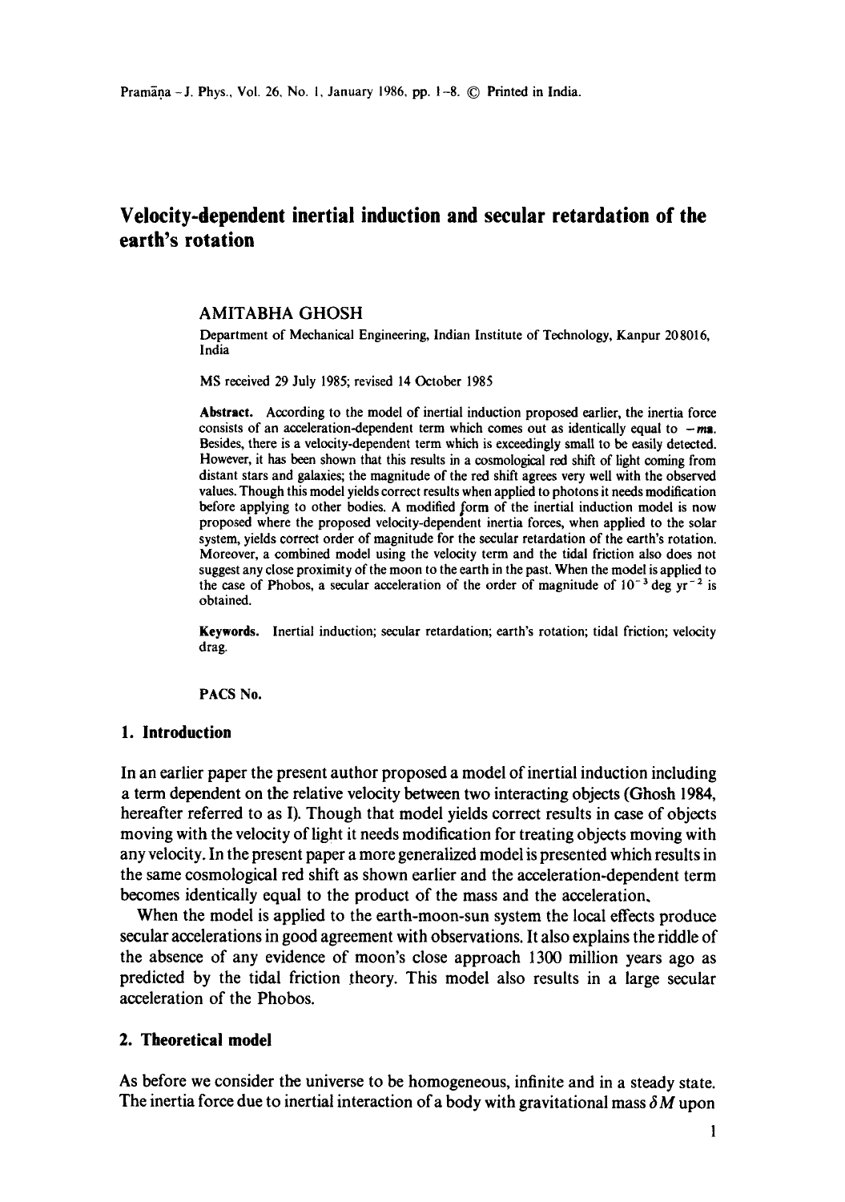# Velocity-dependent inertial induction and secular retardation of the earth's rotation

AMITABHA GHOSH

Department of Mechanical Engineering, Indian Institute of Technology, Kanpur 208016, India

MS received 29 July 1985; revised 14 October 1985

**Abstract.** According to the model of inertial induction proposed earlier, the inertia force consists of an acceleration-dependent term which comes out as identically equal to $-m\mathbf{a}$. Besides, there is a velocity-dependent term which is exceedingly small to be easily detected. However, it has been shown that this results in a cosmological red shift of light coming from distant stars and galaxies; the magnitude of the red shift agrees very well with the observed values. Though this model yields correct results when applied to photons it needs modification before applying to other bodies. A modified form of the inertial induction model is now proposed where the proposed velocity-dependent inertia forces, when applied to the solar system, yields correct order of magnitude for the secular retardation of the earth's rotation. Moreover, a combined model using the velocity term and the tidal friction also does not suggest any close proximity of the moon to the earth in the past. When the model is applied to the case of Phobos, a secular acceleration of the order of magnitude of $10^{-3}$ deg yr$^{-2}$ is obtained.

**Keywords.** Inertial induction; secular retardation; earth's rotation; tidal friction; velocity drag.

PACS No.

## 1. Introduction

In an earlier paper the present author proposed a model of inertial induction including a term dependent on the relative velocity between two interacting objects (Ghosh 1984, hereafter referred to as I). Though that model yields correct results in case of objects moving with the velocity of light it needs modification for treating objects moving with any velocity. In the present paper a more generalized model is presented which results in the same cosmological red shift as shown earlier and the acceleration-dependent term becomes identically equal to the product of the mass and the acceleration.

When the model is applied to the earth-moon-sun system the local effects produce secular accelerations in good agreement with observations. It also explains the riddle of the absence of any evidence of moon's close approach 1300 million years ago as predicted by the tidal friction theory. This model also results in a large secular acceleration of the Phobos.

## 2. Theoretical model

As before we consider the universe to be homogeneous, infinite and in a steady state. The inertia force due to inertial interaction of a body with gravitational mass $\delta M$ upon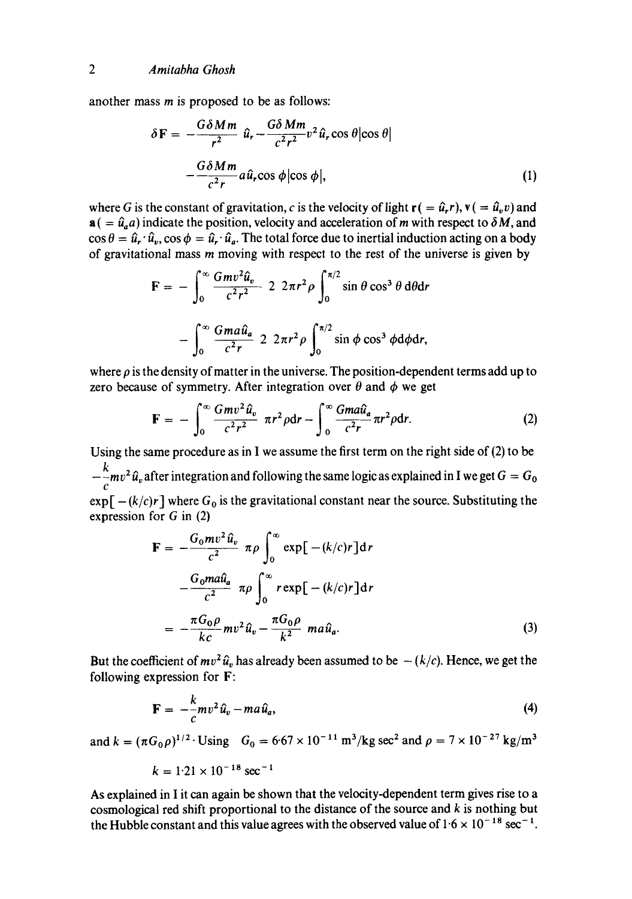another mass $m$ is proposed to be as follows:

$$\delta \mathbf{F} = -\frac{G\delta M m}{r^2}\hat{u}_r - \frac{G\delta M m}{c^2 r^2} v^2 \hat{u}_r \cos\theta|\cos\theta|$$

$$-\frac{G\delta M m}{c^2 r} a\hat{u}_r \cos\phi|\cos\phi|, \tag{1}$$

where $G$ is the constant of gravitation, $c$ is the velocity of light $\mathbf{r}(=\hat{u}_r r)$, $\mathbf{v}(=\hat{u}_v v)$ and $\mathbf{a}(=\hat{u}_a a)$ indicate the position, velocity and acceleration of $m$ with respect to $\delta M$, and $\cos\theta = \hat{u}_r \cdot \hat{u}_v$, $\cos\phi = \hat{u}_r \cdot \hat{u}_a$. The total force due to inertial induction acting on a body of gravitational mass $m$ moving with respect to the rest of the universe is given by

$$\mathbf{F} = -\int_0^\infty \frac{Gmv^2\hat{u}_v}{c^2 r^2} \, 2 \, 2\pi r^2 \rho \int_0^{\pi/2} \sin\theta \cos^3\theta \, d\theta dr$$

$$-\int_0^\infty \frac{Gma\hat{u}_a}{c^2 r} \, 2 \, 2\pi r^2 \rho \int_0^{\pi/2} \sin\phi \cos^3\phi d\phi dr,$$

where $\rho$ is the density of matter in the universe. The position-dependent terms add up to zero because of symmetry. After integration over $\theta$ and $\phi$ we get

$$\mathbf{F} = -\int_0^\infty \frac{Gmv^2\hat{u}_v}{c^2 r^2} \pi r^2 \rho dr - \int_0^\infty \frac{Gma\hat{u}_a}{c^2 r} \pi r^2 \rho dr. \tag{2}$$

Using the same procedure as in I we assume the first term on the right side of (2) to be $-\frac{k}{c} m v^2 \hat{u}_v$ after integration and following the same logic as explained in I we get $G = G_0 \exp[-(k/c)r]$ where $G_0$ is the gravitational constant near the source. Substituting the expression for $G$ in (2)

$$\mathbf{F} = -\frac{G_0 m v^2 \hat{u}_v}{c^2} \pi\rho \int_0^\infty \exp[-(k/c)r] dr$$

$$-\frac{G_0 m a \hat{u}_a}{c^2} \pi\rho \int_0^\infty r\exp[-(k/c)r] dr$$

$$= -\frac{\pi G_0 \rho}{kc} m v^2 \hat{u}_v - \frac{\pi G_0 \rho}{k^2} m a \hat{u}_a. \tag{3}$$

But the coefficient of $mv^2\hat{u}_v$ has already been assumed to be $-(k/c)$. Hence, we get the following expression for $\mathbf{F}$:

$$\mathbf{F} = -\frac{k}{c} m v^2 \hat{u}_v - m a \hat{u}_a, \tag{4}$$

and $k = (\pi G_0 \rho)^{1/2}$. Using $G_0 = 6{\cdot}67 \times 10^{-11}$ m$^3$/kg sec$^2$ and $\rho = 7 \times 10^{-27}$ kg/m$^3$

$$k = 1{\cdot}21 \times 10^{-18} \text{ sec}^{-1}$$

As explained in I it can again be shown that the velocity-dependent term gives rise to a cosmological red shift proportional to the distance of the source and $k$ is nothing but the Hubble constant and this value agrees with the observed value of $1{\cdot}6 \times 10^{-18}$ sec$^{-1}$.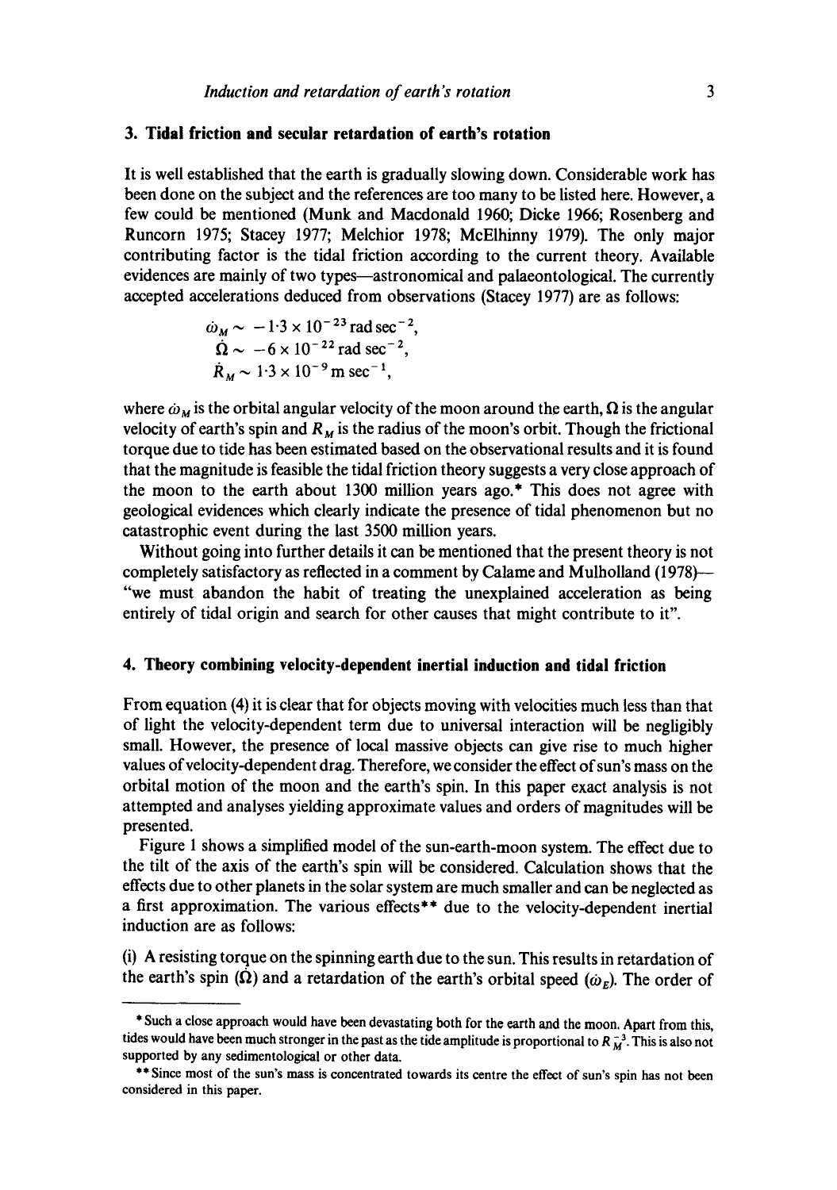## 3. Tidal friction and secular retardation of earth's rotation

It is well established that the earth is gradually slowing down. Considerable work has been done on the subject and the references are too many to be listed here. However, a few could be mentioned (Munk and Macdonald 1960; Dicke 1966; Rosenberg and Runcorn 1975; Stacey 1977; Melchior 1978; McElhinny 1979). The only major contributing factor is the tidal friction according to the current theory. Available evidences are mainly of two types—astronomical and palaeontological. The currently accepted accelerations deduced from observations (Stacey 1977) are as follows:

$$\dot{\omega}_M \sim -1{\cdot}3 \times 10^{-23}\,\text{rad sec}^{-2},$$
$$\dot{\Omega} \sim -6 \times 10^{-22}\,\text{rad sec}^{-2},$$
$$\dot{R}_M \sim 1{\cdot}3 \times 10^{-9}\,\text{m sec}^{-1},$$

where $\dot{\omega}_M$ is the orbital angular velocity of the moon around the earth, $\Omega$ is the angular velocity of earth's spin and $R_M$ is the radius of the moon's orbit. Though the frictional torque due to tide has been estimated based on the observational results and it is found that the magnitude is feasible the tidal friction theory suggests a very close approach of the moon to the earth about 1300 million years ago.* This does not agree with geological evidences which clearly indicate the presence of tidal phenomenon but no catastrophic event during the last 3500 million years.

Without going into further details it can be mentioned that the present theory is not completely satisfactory as reflected in a comment by Calame and Mulholland (1978)—"we must abandon the habit of treating the unexplained acceleration as being entirely of tidal origin and search for other causes that might contribute to it".

## 4. Theory combining velocity-dependent inertial induction and tidal friction

From equation (4) it is clear that for objects moving with velocities much less than that of light the velocity-dependent term due to universal interaction will be negligibly small. However, the presence of local massive objects can give rise to much higher values of velocity-dependent drag. Therefore, we consider the effect of sun's mass on the orbital motion of the moon and the earth's spin. In this paper exact analysis is not attempted and analyses yielding approximate values and orders of magnitudes will be presented.

Figure 1 shows a simplified model of the sun-earth-moon system. The effect due to the tilt of the axis of the earth's spin will be considered. Calculation shows that the effects due to other planets in the solar system are much smaller and can be neglected as a first approximation. The various effects** due to the velocity-dependent inertial induction are as follows:

(i) A resisting torque on the spinning earth due to the sun. This results in retardation of the earth's spin ($\dot{\Omega}$) and a retardation of the earth's orbital speed ($\dot{\omega}_E$). The order of

---

\* Such a close approach would have been devastating both for the earth and the moon. Apart from this, tides would have been much stronger in the past as the tide amplitude is proportional to $R_M^{-3}$. This is also not supported by any sedimentological or other data.

\*\* Since most of the sun's mass is concentrated towards its centre the effect of sun's spin has not been considered in this paper.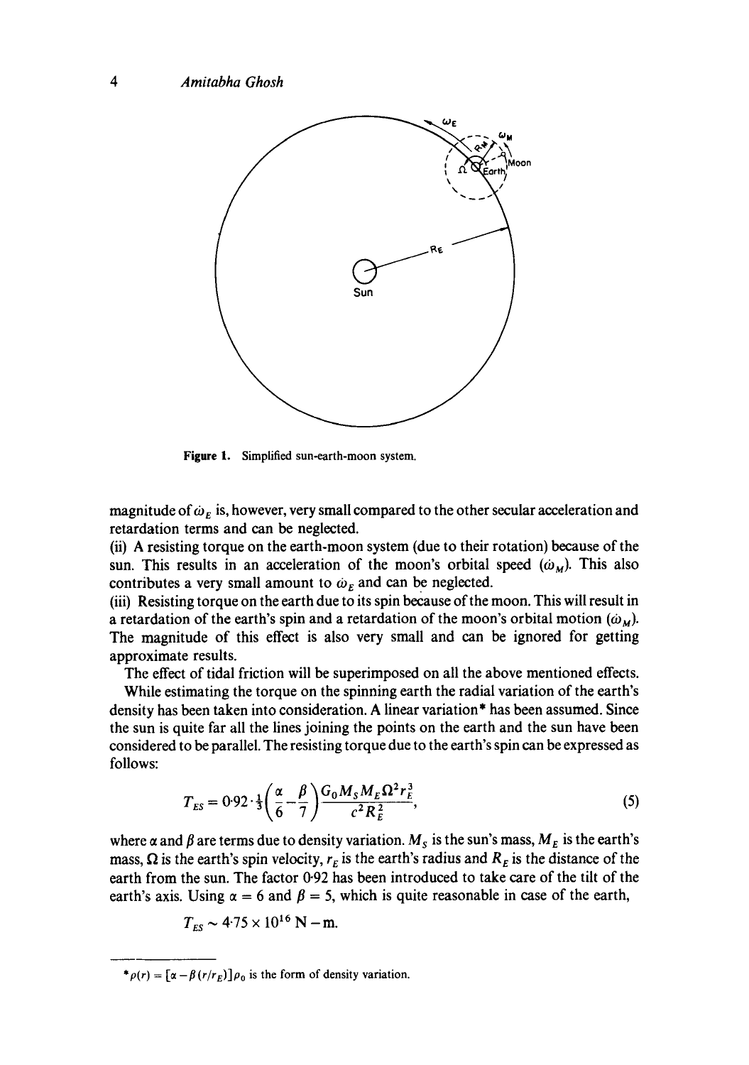Figure 1. Simplified sun-earth-moon system.

magnitude of $\dot{\omega}_E$ is, however, very small compared to the other secular acceleration and retardation terms and can be neglected.

(ii) A resisting torque on the earth-moon system (due to their rotation) because of the sun. This results in an acceleration of the moon's orbital speed ($\dot{\omega}_M$). This also contributes a very small amount to $\dot{\omega}_E$ and can be neglected.

(iii) Resisting torque on the earth due to its spin because of the moon. This will result in a retardation of the earth's spin and a retardation of the moon's orbital motion ($\dot{\omega}_M$). The magnitude of this effect is also very small and can be ignored for getting approximate results.

The effect of tidal friction will be superimposed on all the above mentioned effects.

While estimating the torque on the spinning earth the radial variation of the earth's density has been taken into consideration. A linear variation* has been assumed. Since the sun is quite far all the lines joining the points on the earth and the sun have been considered to be parallel. The resisting torque due to the earth's spin can be expressed as follows:

$$T_{ES} = 0{\cdot}92 \cdot \tfrac{1}{3}\left(\frac{\alpha}{6} - \frac{\beta}{7}\right)\frac{G_0 M_S M_E \Omega^2 r_E^3}{c^2 R_E^2}, \tag{5}$$

where $\alpha$ and $\beta$ are terms due to density variation. $M_S$ is the sun's mass, $M_E$ is the earth's mass, $\Omega$ is the earth's spin velocity, $r_E$ is the earth's radius and $R_E$ is the distance of the earth from the sun. The factor 0·92 has been introduced to take care of the tilt of the earth's axis. Using $\alpha = 6$ and $\beta = 5$, which is quite reasonable in case of the earth,

$$T_{ES} \sim 4{\cdot}75 \times 10^{16}\ \text{N} - \text{m}.$$

---

* $\rho(r) = [\alpha - \beta\,(r/r_E)]\rho_0$ is the form of density variation.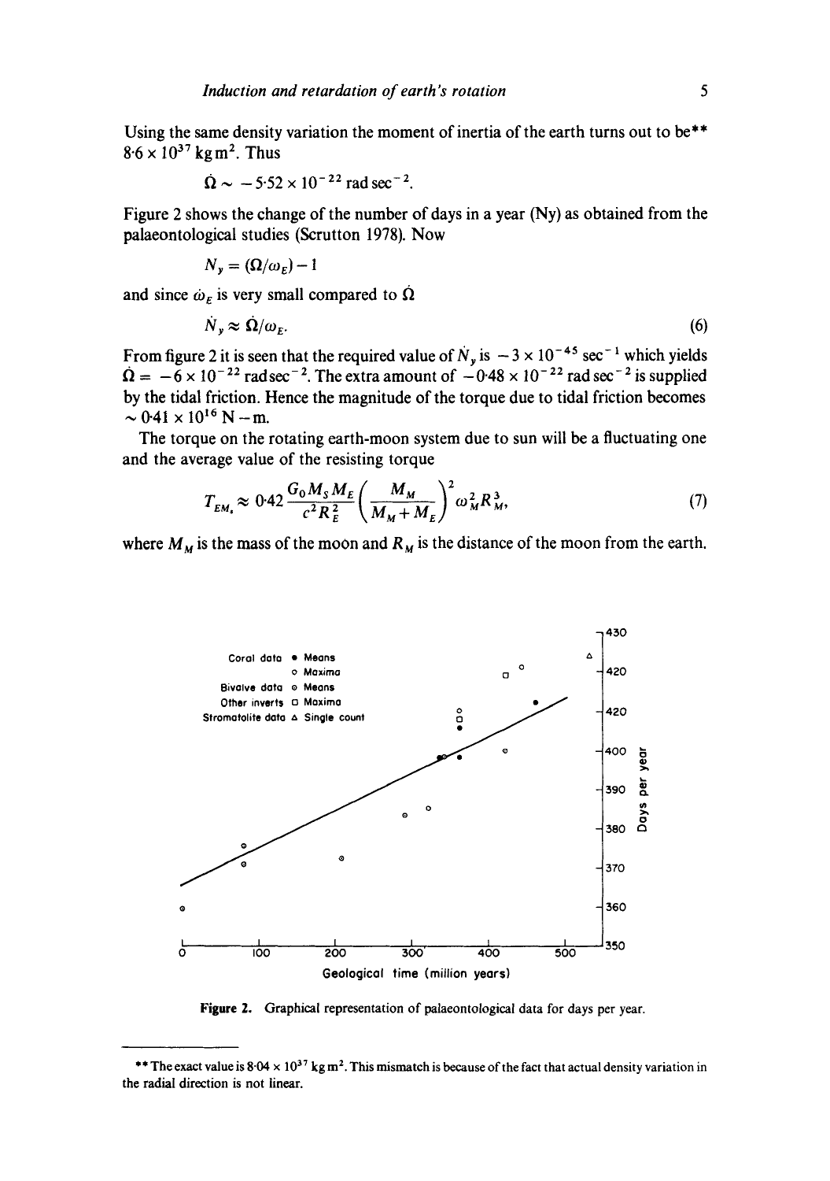Using the same density variation the moment of inertia of the earth turns out to be** $8{\cdot}6 \times 10^{37}$ kg m$^2$. Thus

$$\dot{\Omega} \sim -5{\cdot}52 \times 10^{-22} \text{ rad sec}^{-2}.$$

Figure 2 shows the change of the number of days in a year (Ny) as obtained from the palaeontological studies (Scrutton 1978). Now

$$N_y = (\Omega/\omega_E) - 1$$

and since $\dot{\omega}_E$ is very small compared to $\dot{\Omega}$

$$\dot{N}_y \approx \dot{\Omega}/\omega_E. \tag{6}$$

From figure 2 it is seen that the required value of $\dot{N}_y$ is $-3 \times 10^{-45}$ sec$^{-1}$ which yields $\dot{\Omega} = -6 \times 10^{-22}$ rad sec$^{-2}$. The extra amount of $-0{\cdot}48 \times 10^{-22}$ rad sec$^{-2}$ is supplied by the tidal friction. Hence the magnitude of the torque due to tidal friction becomes $\sim 0{\cdot}41 \times 10^{16}$ N $-$ m.

The torque on the rotating earth-moon system due to sun will be a fluctuating one and the average value of the resisting torque

$$T_{EM_s} \approx 0{\cdot}42 \frac{G_0 M_S M_E}{c^2 R_E^2} \left( \frac{M_M}{M_M + M_E} \right)^2 \omega_M^2 R_M^3, \tag{7}$$

where $M_M$ is the mass of the moon and $R_M$ is the distance of the moon from the earth.

Figure 2. Graphical representation of palaeontological data for days per year.

---

** The exact value is $8{\cdot}04 \times 10^{37}$ kg m$^2$. This mismatch is because of the fact that actual density variation in the radial direction is not linear.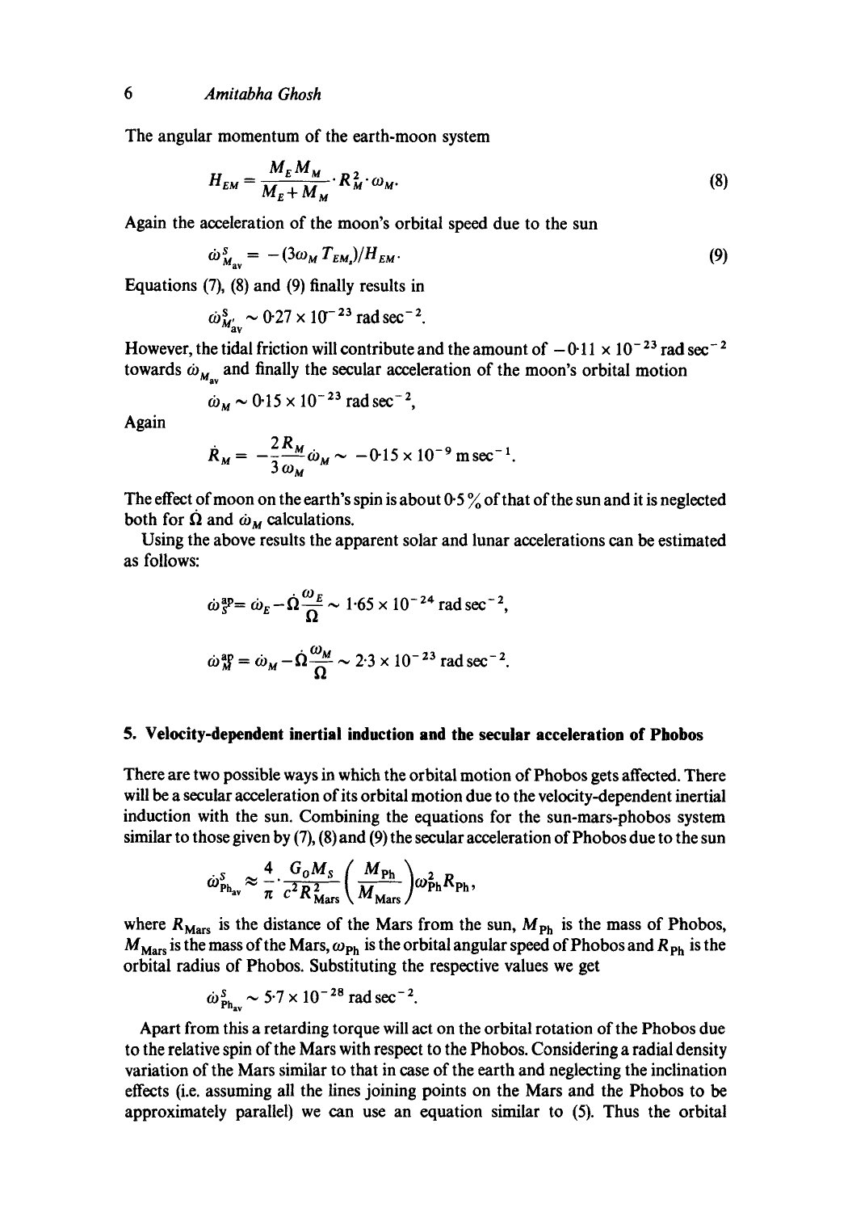The angular momentum of the earth-moon system

$$H_{EM} = \frac{M_E M_M}{M_E + M_M} \cdot R_M^2 \cdot \omega_M. \tag{8}$$

Again the acceleration of the moon's orbital speed due to the sun

$$\dot{\omega}_{M_{av}}^S = -(3\omega_M T_{EM_s})/H_{EM}. \tag{9}$$

Equations (7), (8) and (9) finally results in

$$\dot{\omega}_{M'_{av}}^S \sim 0{\cdot}27 \times 10^{-23} \text{ rad sec}^{-2}.$$

However, the tidal friction will contribute and the amount of $-0{\cdot}11 \times 10^{-23}$ rad sec$^{-2}$ towards $\dot{\omega}_{M_{av}}$ and finally the secular acceleration of the moon's orbital motion

$$\dot{\omega}_M \sim 0{\cdot}15 \times 10^{-23} \text{ rad sec}^{-2},$$

Again

$$\dot{R}_M = -\frac{2}{3}\frac{R_M}{\omega_M}\dot{\omega}_M \sim -0{\cdot}15 \times 10^{-9} \text{ m sec}^{-1}.$$

The effect of moon on the earth's spin is about 0·5 % of that of the sun and it is neglected both for $\dot{\Omega}$ and $\dot{\omega}_M$ calculations.

Using the above results the apparent solar and lunar accelerations can be estimated as follows:

$$\dot{\omega}_S^{ap} = \dot{\omega}_E - \dot{\Omega}\frac{\omega_E}{\Omega} \sim 1{\cdot}65 \times 10^{-24} \text{ rad sec}^{-2},$$

$$\dot{\omega}_M^{ap} = \dot{\omega}_M - \dot{\Omega}\frac{\omega_M}{\Omega} \sim 2{\cdot}3 \times 10^{-23} \text{ rad sec}^{-2}.$$

## 5. Velocity-dependent inertial induction and the secular acceleration of Phobos

There are two possible ways in which the orbital motion of Phobos gets affected. There will be a secular acceleration of its orbital motion due to the velocity-dependent inertial induction with the sun. Combining the equations for the sun-mars-phobos system similar to those given by (7), (8) and (9) the secular acceleration of Phobos due to the sun

$$\dot{\omega}_{Ph_{av}}^S \approx \frac{4}{\pi} \cdot \frac{G_0 M_S}{c^2 R_{Mars}^2} \left(\frac{M_{Ph}}{M_{Mars}}\right) \omega_{Ph}^2 R_{Ph},$$

where $R_{Mars}$ is the distance of the Mars from the sun, $M_{Ph}$ is the mass of Phobos, $M_{Mars}$ is the mass of the Mars, $\omega_{Ph}$ is the orbital angular speed of Phobos and $R_{Ph}$ is the orbital radius of Phobos. Substituting the respective values we get

$$\dot{\omega}_{Ph_{av}}^S \sim 5{\cdot}7 \times 10^{-28} \text{ rad sec}^{-2}.$$

Apart from this a retarding torque will act on the orbital rotation of the Phobos due to the relative spin of the Mars with respect to the Phobos. Considering a radial density variation of the Mars similar to that in case of the earth and neglecting the inclination effects (i.e. assuming all the lines joining points on the Mars and the Phobos to be approximately parallel) we can use an equation similar to (5). Thus the orbital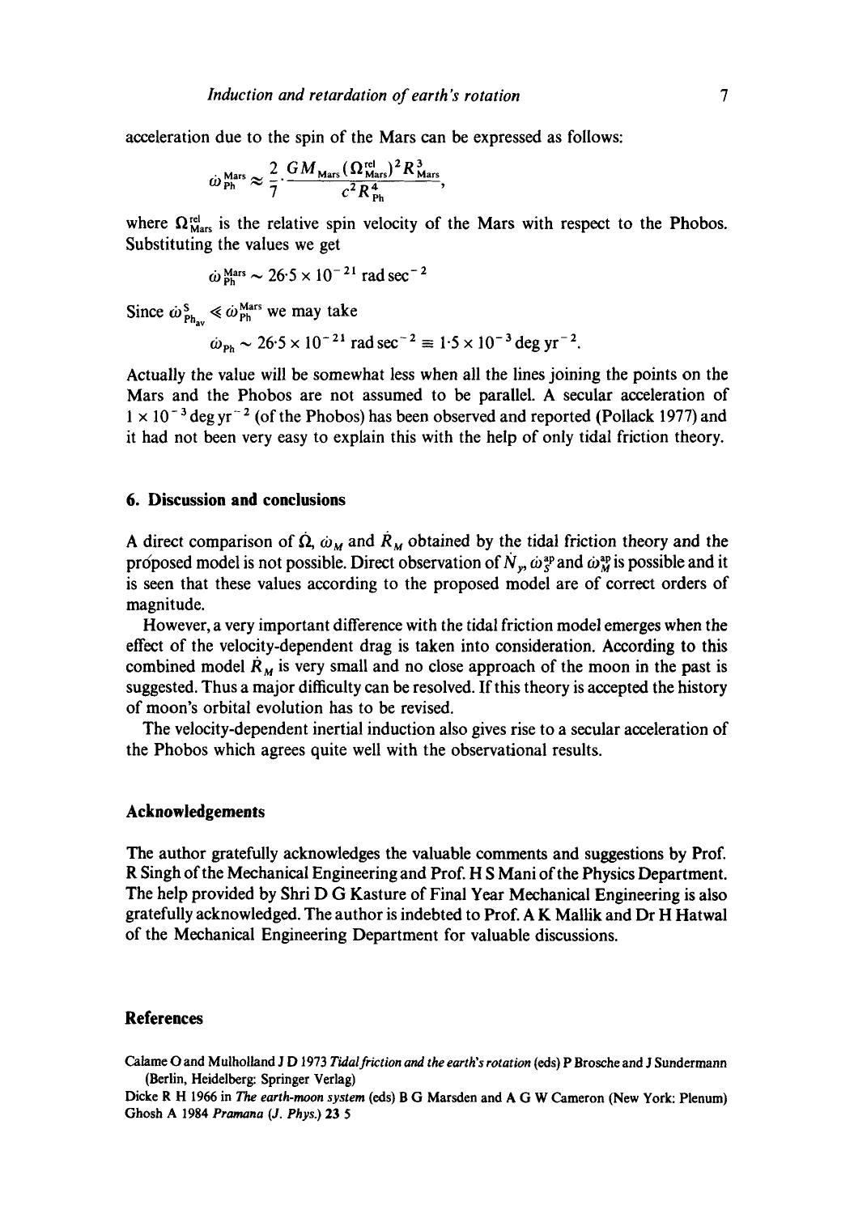acceleration due to the spin of the Mars can be expressed as follows:

$$\dot{\omega}_{\mathrm{Ph}}^{\mathrm{Mars}} \approx \frac{2}{7} \cdot \frac{G M_{\mathrm{Mars}} (\Omega_{\mathrm{Mars}}^{\mathrm{rel}})^2 R_{\mathrm{Mars}}^3}{c^2 R_{\mathrm{Ph}}^4},$$

where $\Omega_{\mathrm{Mars}}^{\mathrm{rel}}$ is the relative spin velocity of the Mars with respect to the Phobos. Substituting the values we get

$$\dot{\omega}_{\mathrm{Ph}}^{\mathrm{Mars}} \sim 26 \cdot 5 \times 10^{-21} \text{ rad sec}^{-2}$$

Since $\dot{\omega}_{\mathrm{Ph}_{\mathrm{av}}}^{S} \ll \dot{\omega}_{\mathrm{Ph}}^{\mathrm{Mars}}$ we may take

$$\dot{\omega}_{\mathrm{Ph}} \sim 26 \cdot 5 \times 10^{-21} \text{ rad sec}^{-2} \equiv 1 \cdot 5 \times 10^{-3} \text{ deg yr}^{-2}.$$

Actually the value will be somewhat less when all the lines joining the points on the Mars and the Phobos are not assumed to be parallel. A secular acceleration of $1 \times 10^{-3}$ deg yr$^{-2}$ (of the Phobos) has been observed and reported (Pollack 1977) and it had not been very easy to explain this with the help of only tidal friction theory.

## 6. Discussion and conclusions

A direct comparison of $\dot{\Omega}$, $\dot{\omega}_M$ and $\dot{R}_M$ obtained by the tidal friction theory and the proposed model is not possible. Direct observation of $\dot{N}_y$, $\dot{\omega}_S^{\mathrm{ap}}$ and $\dot{\omega}_M^{\mathrm{ap}}$ is possible and it is seen that these values according to the proposed model are of correct orders of magnitude.

However, a very important difference with the tidal friction model emerges when the effect of the velocity-dependent drag is taken into consideration. According to this combined model $\dot{R}_M$ is very small and no close approach of the moon in the past is suggested. Thus a major difficulty can be resolved. If this theory is accepted the history of moon's orbital evolution has to be revised.

The velocity-dependent inertial induction also gives rise to a secular acceleration of the Phobos which agrees quite well with the observational results.

## Acknowledgements

The author gratefully acknowledges the valuable comments and suggestions by Prof. R Singh of the Mechanical Engineering and Prof. H S Mani of the Physics Department. The help provided by Shri D G Kasture of Final Year Mechanical Engineering is also gratefully acknowledged. The author is indebted to Prof. A K Mallik and Dr H Hatwal of the Mechanical Engineering Department for valuable discussions.

## References

Calame O and Mulholland J D 1973 *Tidal friction and the earth's rotation* (eds) P Brosche and J Sundermann (Berlin, Heidelberg: Springer Verlag)

Dicke R H 1966 in *The earth-moon system* (eds) B G Marsden and A G W Cameron (New York: Plenum)

Ghosh A 1984 *Pramana (J. Phys.)* 23 5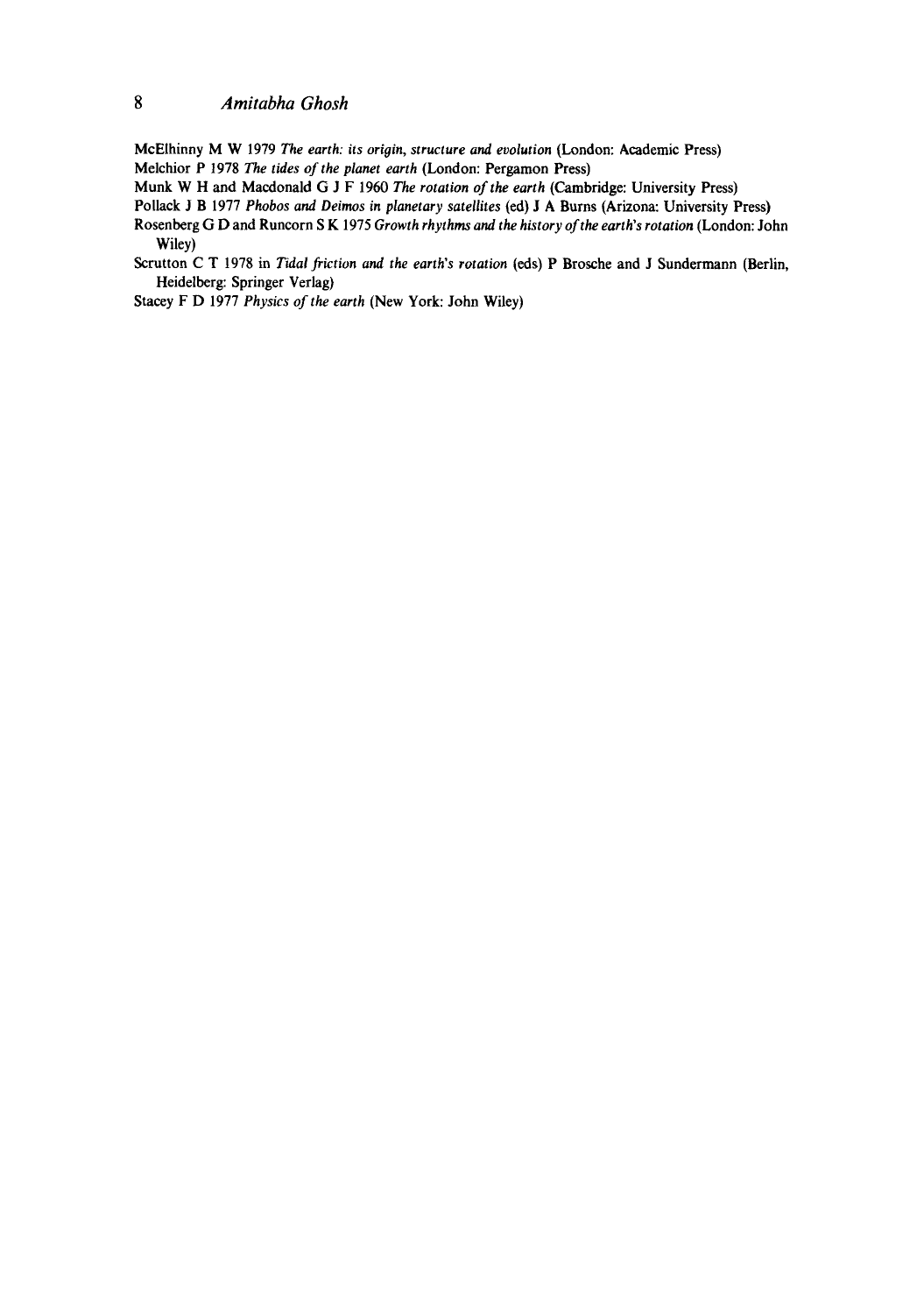McElhinny M W 1979 *The earth: its origin, structure and evolution* (London: Academic Press)

Melchior P 1978 *The tides of the planet earth* (London: Pergamon Press)

Munk W H and Macdonald G J F 1960 *The rotation of the earth* (Cambridge: University Press)

Pollack J B 1977 *Phobos and Deimos in planetary satellites* (ed) J A Burns (Arizona: University Press)

Rosenberg G D and Runcorn S K 1975 *Growth rhythms and the history of the earth's rotation* (London: John Wiley)

Scrutton C T 1978 in *Tidal friction and the earth's rotation* (eds) P Brosche and J Sundermann (Berlin, Heidelberg: Springer Verlag)

Stacey F D 1977 *Physics of the earth* (New York: John Wiley)